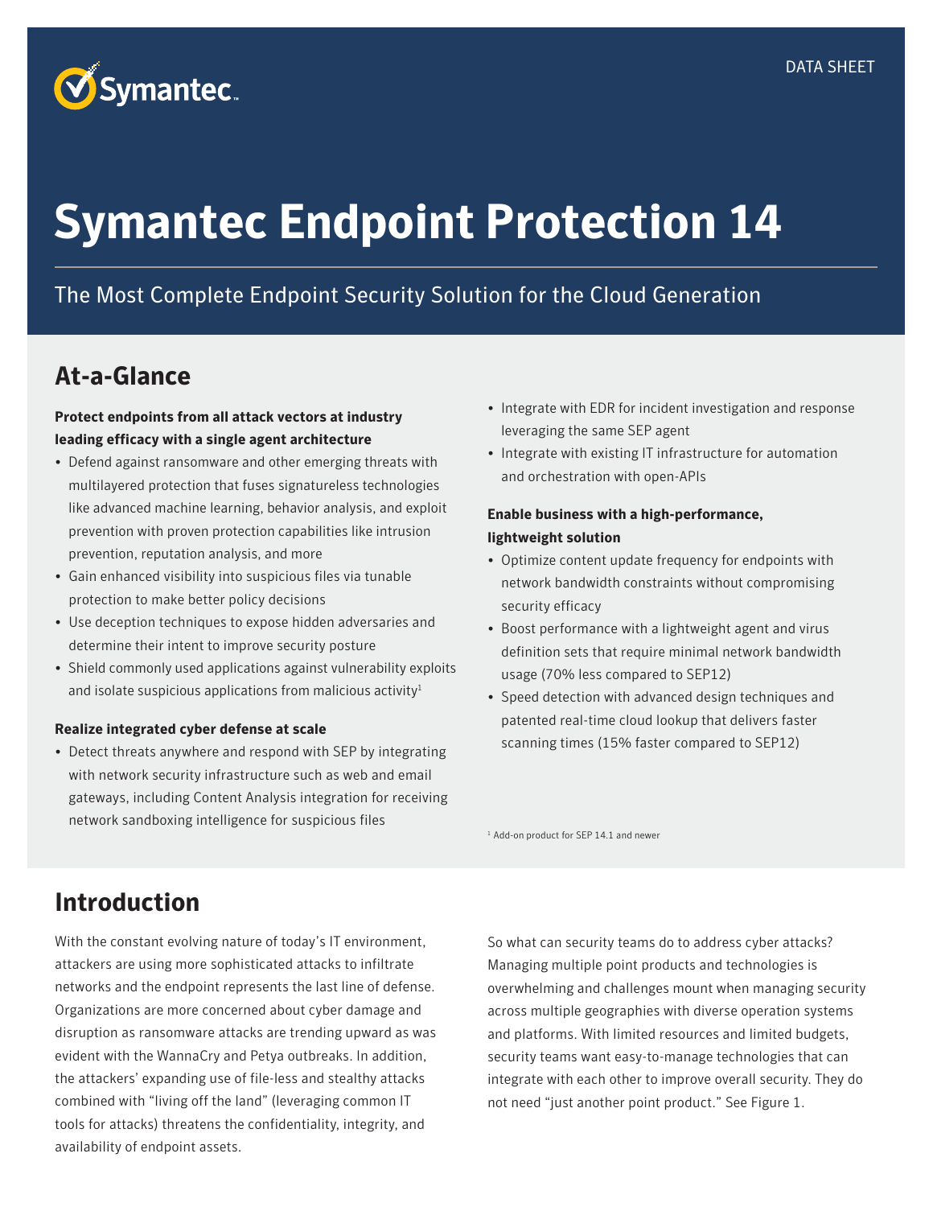DATA SHEET

# Symantec Endpoint Protection 14

The Most Complete Endpoint Security Solution for the Cloud Generation

## At-a-Glance

**Protect endpoints from all attack vectors at industry leading efficacy with a single agent architecture**

- Defend against ransomware and other emerging threats with multilayered protection that fuses signatureless technologies like advanced machine learning, behavior analysis, and exploit prevention with proven protection capabilities like intrusion prevention, reputation analysis, and more
- Gain enhanced visibility into suspicious files via tunable protection to make better policy decisions
- Use deception techniques to expose hidden adversaries and determine their intent to improve security posture
- Shield commonly used applications against vulnerability exploits and isolate suspicious applications from malicious activity[1]

**Realize integrated cyber defense at scale**

- Detect threats anywhere and respond with SEP by integrating with network security infrastructure such as web and email gateways, including Content Analysis integration for receiving network sandboxing intelligence for suspicious files
- Integrate with EDR for incident investigation and response leveraging the same SEP agent
- Integrate with existing IT infrastructure for automation and orchestration with open-APIs

**Enable business with a high-performance, lightweight solution**

- Optimize content update frequency for endpoints with network bandwidth constraints without compromising security efficacy
- Boost performance with a lightweight agent and virus definition sets that require minimal network bandwidth usage (70% less compared to SEP12)
- Speed detection with advanced design techniques and patented real-time cloud lookup that delivers faster scanning times (15% faster compared to SEP12)

[1] Add-on product for SEP 14.1 and newer

## Introduction

With the constant evolving nature of today's IT environment, attackers are using more sophisticated attacks to infiltrate networks and the endpoint represents the last line of defense. Organizations are more concerned about cyber damage and disruption as ransomware attacks are trending upward as was evident with the WannaCry and Petya outbreaks. In addition, the attackers' expanding use of file-less and stealthy attacks combined with "living off the land" (leveraging common IT tools for attacks) threatens the confidentiality, integrity, and availability of endpoint assets.

So what can security teams do to address cyber attacks? Managing multiple point products and technologies is overwhelming and challenges mount when managing security across multiple geographies with diverse operation systems and platforms. With limited resources and limited budgets, security teams want easy-to-manage technologies that can integrate with each other to improve overall security. They do not need "just another point product." See Figure 1.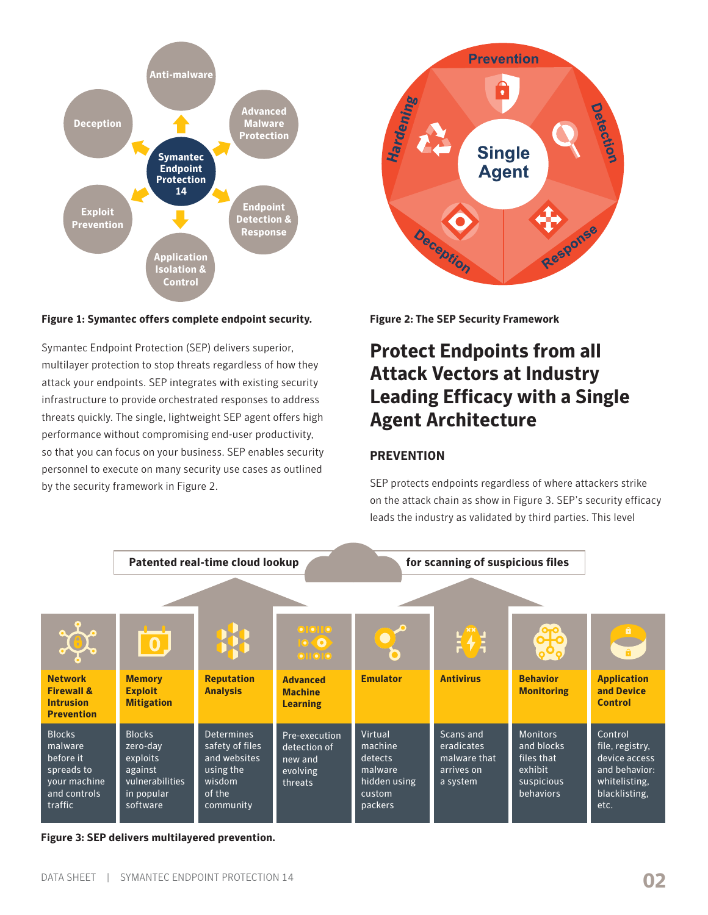Anti-malware

Advanced Malware Protection

Endpoint Detection & Response

Application Isolation & Control

Exploit Prevention

Deception

Symantec Endpoint Protection 14

**Figure 1: Symantec offers complete endpoint security.**

Symantec Endpoint Protection (SEP) delivers superior, multilayer protection to stop threats regardless of how they attack your endpoints. SEP integrates with existing security infrastructure to provide orchestrated responses to address threats quickly. The single, lightweight SEP agent offers high performance without compromising end-user productivity, so that you can focus on your business. SEP enables security personnel to execute on many security use cases as outlined by the security framework in Figure 2.

Prevention

Detection

Response

Deception

Hardening

Single Agent

**Figure 2: The SEP Security Framework**

## Protect Endpoints from all Attack Vectors at Industry Leading Efficacy with a Single Agent Architecture

### PREVENTION

SEP protects endpoints regardless of where attackers strike on the attack chain as show in Figure 3. SEP's security efficacy leads the industry as validated by third parties. This level

**Patented real-time cloud lookup** for scanning of suspicious files

| Network Firewall & Intrusion Prevention | Memory Exploit Mitigation | Reputation Analysis | Advanced Machine Learning | Emulator | Antivirus | Behavior Monitoring | Application and Device Control |
|---|---|---|---|---|---|---|---|
| Blocks malware before it spreads to your machine and controls traffic | Blocks zero-day exploits against vulnerabilities in popular software | Determines safety of files and websites using the wisdom of the community | Pre-execution detection of new and evolving threats | Virtual machine detects malware hidden using custom packers | Scans and eradicates malware that arrives on a system | Monitors and blocks files that exhibit suspicious behaviors | Control file, registry, device access and behavior: whitelisting, blacklisting, etc. |

**Figure 3: SEP delivers multilayered prevention.**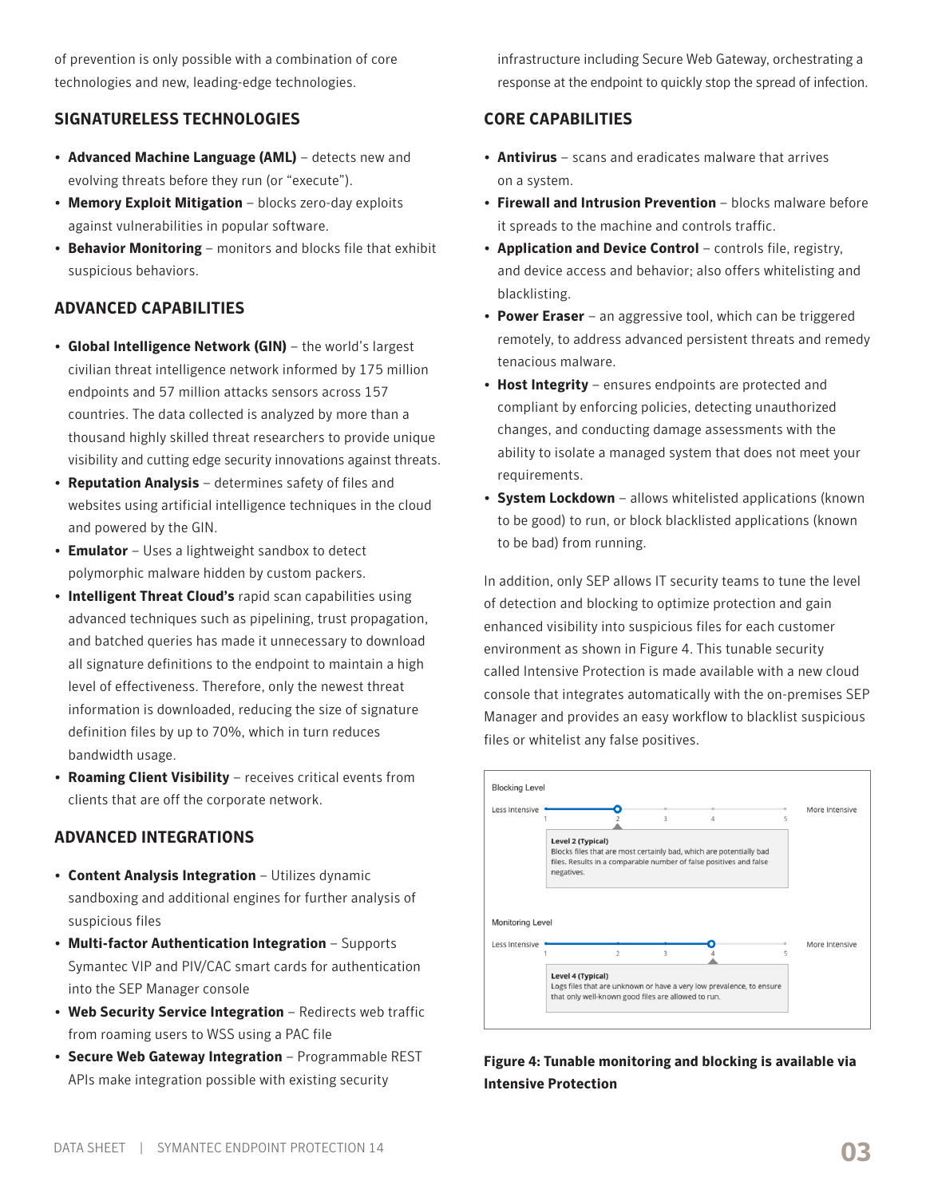of prevention is only possible with a combination of core technologies and new, leading-edge technologies.

## SIGNATURELESS TECHNOLOGIES

- **Advanced Machine Language (AML)** – detects new and evolving threats before they run (or "execute").
- **Memory Exploit Mitigation** – blocks zero-day exploits against vulnerabilities in popular software.
- **Behavior Monitoring** – monitors and blocks file that exhibit suspicious behaviors.

## ADVANCED CAPABILITIES

- **Global Intelligence Network (GIN)** – the world's largest civilian threat intelligence network informed by 175 million endpoints and 57 million attacks sensors across 157 countries. The data collected is analyzed by more than a thousand highly skilled threat researchers to provide unique visibility and cutting edge security innovations against threats.
- **Reputation Analysis** – determines safety of files and websites using artificial intelligence techniques in the cloud and powered by the GIN.
- **Emulator** – Uses a lightweight sandbox to detect polymorphic malware hidden by custom packers.
- **Intelligent Threat Cloud's** rapid scan capabilities using advanced techniques such as pipelining, trust propagation, and batched queries has made it unnecessary to download all signature definitions to the endpoint to maintain a high level of effectiveness. Therefore, only the newest threat information is downloaded, reducing the size of signature definition files by up to 70%, which in turn reduces bandwidth usage.
- **Roaming Client Visibility** – receives critical events from clients that are off the corporate network.

## ADVANCED INTEGRATIONS

- **Content Analysis Integration** – Utilizes dynamic sandboxing and additional engines for further analysis of suspicious files
- **Multi-factor Authentication Integration** – Supports Symantec VIP and PIV/CAC smart cards for authentication into the SEP Manager console
- **Web Security Service Integration** – Redirects web traffic from roaming users to WSS using a PAC file
- **Secure Web Gateway Integration** – Programmable REST APIs make integration possible with existing security infrastructure including Secure Web Gateway, orchestrating a response at the endpoint to quickly stop the spread of infection.

## CORE CAPABILITIES

- **Antivirus** – scans and eradicates malware that arrives on a system.
- **Firewall and Intrusion Prevention** – blocks malware before it spreads to the machine and controls traffic.
- **Application and Device Control** – controls file, registry, and device access and behavior; also offers whitelisting and blacklisting.
- **Power Eraser** – an aggressive tool, which can be triggered remotely, to address advanced persistent threats and remedy tenacious malware.
- **Host Integrity** – ensures endpoints are protected and compliant by enforcing policies, detecting unauthorized changes, and conducting damage assessments with the ability to isolate a managed system that does not meet your requirements.
- **System Lockdown** – allows whitelisted applications (known to be good) to run, or block blacklisted applications (known to be bad) from running.

In addition, only SEP allows IT security teams to tune the level of detection and blocking to optimize protection and gain enhanced visibility into suspicious files for each customer environment as shown in Figure 4. This tunable security called Intensive Protection is made available with a new cloud console that integrates automatically with the on-premises SEP Manager and provides an easy workflow to blacklist suspicious files or whitelist any false positives.

Blocking Level

Less Intensive 1 2 3 4 5 More Intensive

**Level 2 (Typical)**
Blocks files that are most certainly bad, which are potentially bad files. Results in a comparable number of false positives and false negatives.

Monitoring Level

Less Intensive 1 2 3 4 5 More Intensive

**Level 4 (Typical)**
Logs files that are unknown or have a very low prevalence, to ensure that only well-known good files are allowed to run.

**Figure 4: Tunable monitoring and blocking is available via Intensive Protection**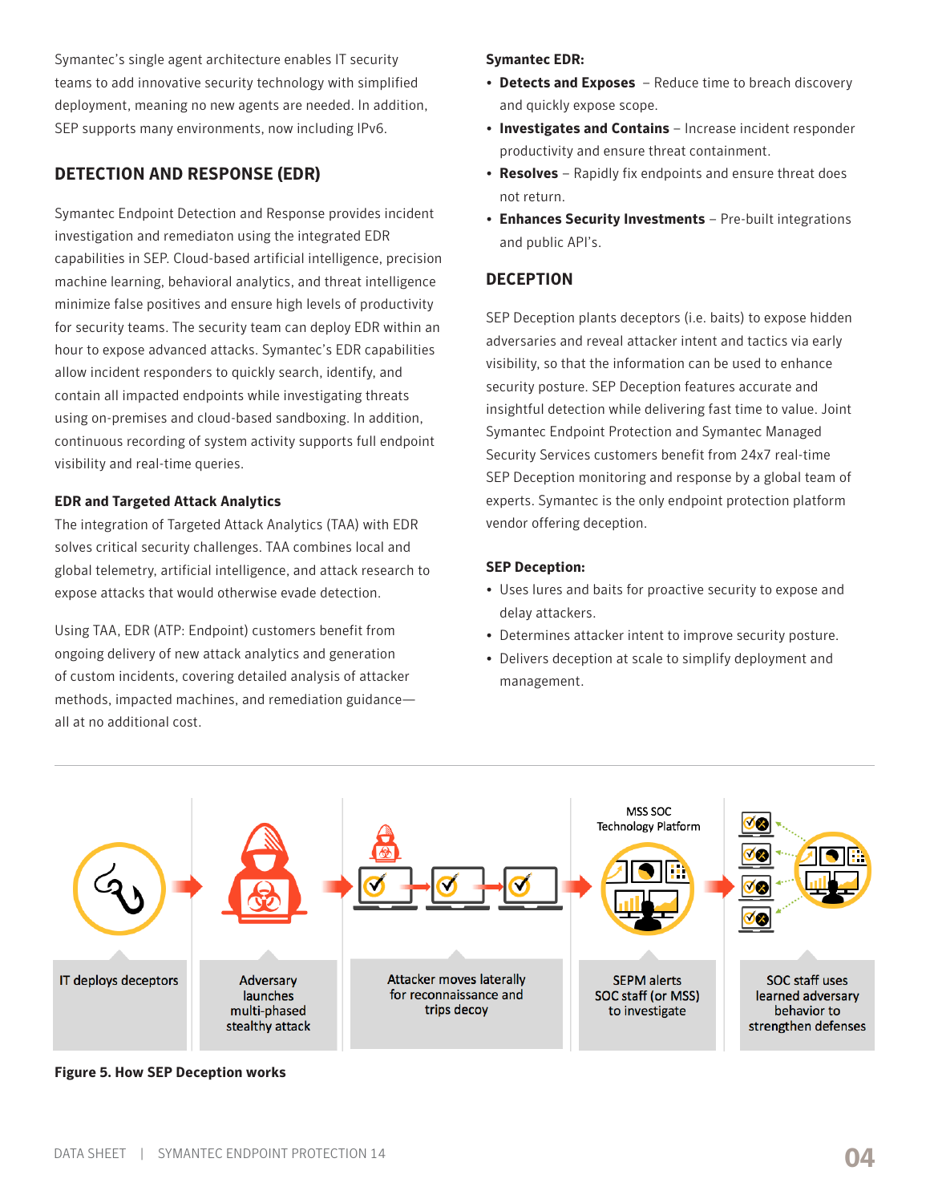Symantec's single agent architecture enables IT security teams to add innovative security technology with simplified deployment, meaning no new agents are needed. In addition, SEP supports many environments, now including IPv6.

## DETECTION AND RESPONSE (EDR)

Symantec Endpoint Detection and Response provides incident investigation and remediaton using the integrated EDR capabilities in SEP. Cloud-based artificial intelligence, precision machine learning, behavioral analytics, and threat intelligence minimize false positives and ensure high levels of productivity for security teams. The security team can deploy EDR within an hour to expose advanced attacks. Symantec's EDR capabilities allow incident responders to quickly search, identify, and contain all impacted endpoints while investigating threats using on-premises and cloud-based sandboxing. In addition, continuous recording of system activity supports full endpoint visibility and real-time queries.

### EDR and Targeted Attack Analytics

The integration of Targeted Attack Analytics (TAA) with EDR solves critical security challenges. TAA combines local and global telemetry, artificial intelligence, and attack research to expose attacks that would otherwise evade detection.

Using TAA, EDR (ATP: Endpoint) customers benefit from ongoing delivery of new attack analytics and generation of custom incidents, covering detailed analysis of attacker methods, impacted machines, and remediation guidance—all at no additional cost.

### Symantec EDR:

- **Detects and Exposes** – Reduce time to breach discovery and quickly expose scope.
- **Investigates and Contains** – Increase incident responder productivity and ensure threat containment.
- **Resolves** – Rapidly fix endpoints and ensure threat does not return.
- **Enhances Security Investments** – Pre-built integrations and public API's.

## DECEPTION

SEP Deception plants deceptors (i.e. baits) to expose hidden adversaries and reveal attacker intent and tactics via early visibility, so that the information can be used to enhance security posture. SEP Deception features accurate and insightful detection while delivering fast time to value. Joint Symantec Endpoint Protection and Symantec Managed Security Services customers benefit from 24x7 real-time SEP Deception monitoring and response by a global team of experts. Symantec is the only endpoint protection platform vendor offering deception.

### SEP Deception:

- Uses lures and baits for proactive security to expose and delay attackers.
- Determines attacker intent to improve security posture.
- Delivers deception at scale to simplify deployment and management.

IT deploys deceptors → Adversary launches multi-phased stealthy attack → Attacker moves laterally for reconnaissance and trips decoy → SEPM alerts SOC staff (or MSS) to investigate (MSS SOC Technology Platform) → SOC staff uses learned adversary behavior to strengthen defenses

**Figure 5. How SEP Deception works**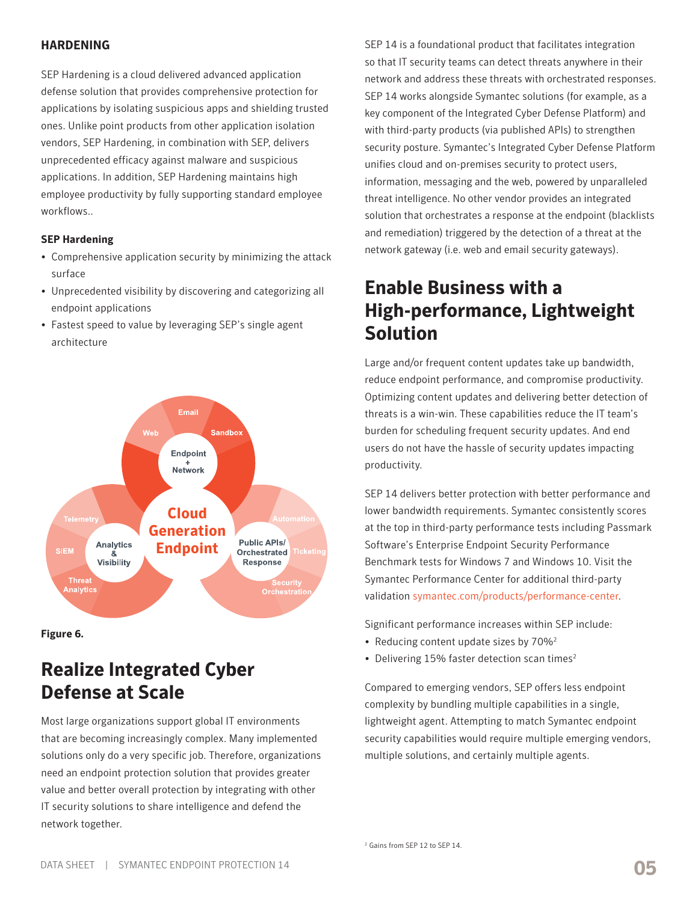## HARDENING

SEP Hardening is a cloud delivered advanced application defense solution that provides comprehensive protection for applications by isolating suspicious apps and shielding trusted ones. Unlike point products from other application isolation vendors, SEP Hardening, in combination with SEP, delivers unprecedented efficacy against malware and suspicious applications. In addition, SEP Hardening maintains high employee productivity by fully supporting standard employee workflows..

**SEP Hardening**

- Comprehensive application security by minimizing the attack surface
- Unprecedented visibility by discovering and categorizing all endpoint applications
- Fastest speed to value by leveraging SEP's single agent architecture

**Figure 6.**

# Realize Integrated Cyber Defense at Scale

Most large organizations support global IT environments that are becoming increasingly complex. Many implemented solutions only do a very specific job. Therefore, organizations need an endpoint protection solution that provides greater value and better overall protection by integrating with other IT security solutions to share intelligence and defend the network together.

SEP 14 is a foundational product that facilitates integration so that IT security teams can detect threats anywhere in their network and address these threats with orchestrated responses. SEP 14 works alongside Symantec solutions (for example, as a key component of the Integrated Cyber Defense Platform) and with third-party products (via published APIs) to strengthen security posture. Symantec's Integrated Cyber Defense Platform unifies cloud and on-premises security to protect users, information, messaging and the web, powered by unparalleled threat intelligence. No other vendor provides an integrated solution that orchestrates a response at the endpoint (blacklists and remediation) triggered by the detection of a threat at the network gateway (i.e. web and email security gateways).

# Enable Business with a High-performance, Lightweight Solution

Large and/or frequent content updates take up bandwidth, reduce endpoint performance, and compromise productivity. Optimizing content updates and delivering better detection of threats is a win-win. These capabilities reduce the IT team's burden for scheduling frequent security updates. And end users do not have the hassle of security updates impacting productivity.

SEP 14 delivers better protection with better performance and lower bandwidth requirements. Symantec consistently scores at the top in third-party performance tests including Passmark Software's Enterprise Endpoint Security Performance Benchmark tests for Windows 7 and Windows 10. Visit the Symantec Performance Center for additional third-party validation symantec.com/products/performance-center.

Significant performance increases within SEP include:

- Reducing content update sizes by 70%[2]
- Delivering 15% faster detection scan times[2]

Compared to emerging vendors, SEP offers less endpoint complexity by bundling multiple capabilities in a single, lightweight agent. Attempting to match Symantec endpoint security capabilities would require multiple emerging vendors, multiple solutions, and certainly multiple agents.

[2] Gains from SEP 12 to SEP 14.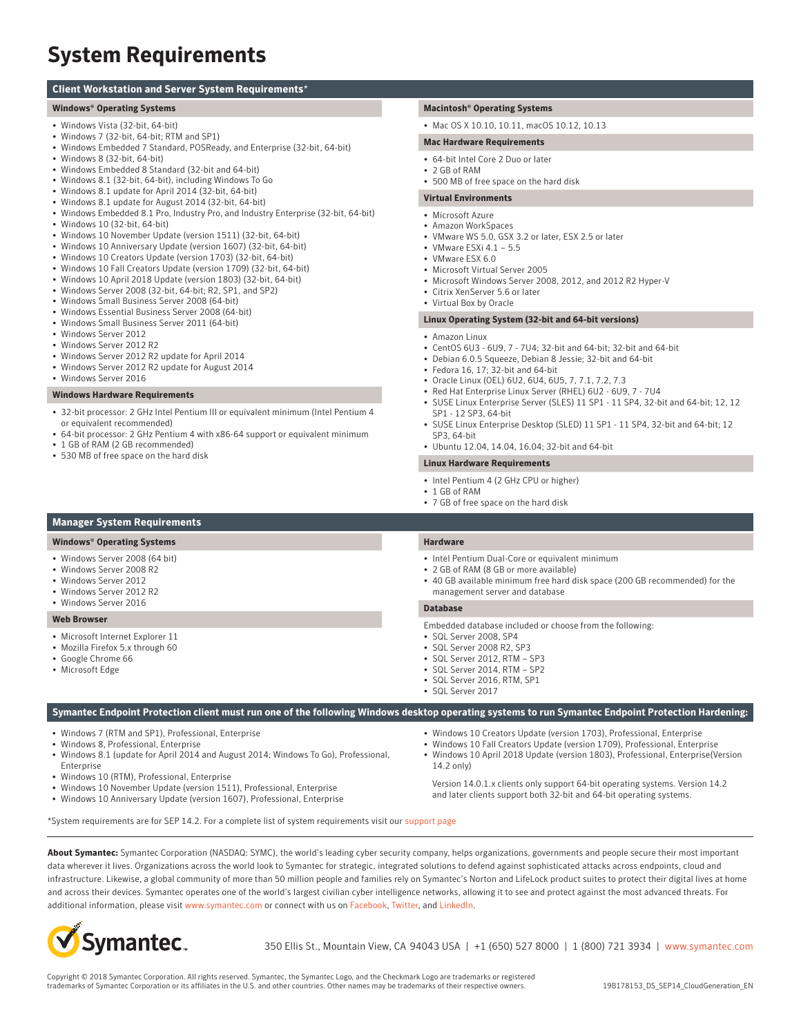# System Requirements

## Client Workstation and Server System Requirements*

### Windows® Operating Systems

- Windows Vista (32-bit, 64-bit)
- Windows 7 (32-bit, 64-bit; RTM and SP1)
- Windows Embedded 7 Standard, POSReady, and Enterprise (32-bit, 64-bit)
- Windows 8 (32-bit, 64-bit)
- Windows Embedded 8 Standard (32-bit and 64-bit)
- Windows 8.1 (32-bit, 64-bit), including Windows To Go
- Windows 8.1 update for April 2014 (32-bit, 64-bit)
- Windows 8.1 update for August 2014 (32-bit, 64-bit)
- Windows Embedded 8.1 Pro, Industry Pro, and Industry Enterprise (32-bit, 64-bit)
- Windows 10 (32-bit, 64-bit)
- Windows 10 November Update (version 1511) (32-bit, 64-bit)
- Windows 10 Anniversary Update (version 1607) (32-bit, 64-bit)
- Windows 10 Creators Update (version 1703) (32-bit, 64-bit)
- Windows 10 Fall Creators Update (version 1709) (32-bit, 64-bit)
- Windows 10 April 2018 Update (version 1803) (32-bit, 64-bit)
- Windows Server 2008 (32-bit, 64-bit; R2, SP1, and SP2)
- Windows Small Business Server 2008 (64-bit)
- Windows Essential Business Server 2008 (64-bit)
- Windows Small Business Server 2011 (64-bit)
- Windows Server 2012
- Windows Server 2012 R2
- Windows Server 2012 R2 update for April 2014
- Windows Server 2012 R2 update for August 2014
- Windows Server 2016

### Windows Hardware Requirements

- 32-bit processor: 2 GHz Intel Pentium III or equivalent minimum (Intel Pentium 4 or equivalent recommended)
- 64-bit processor: 2 GHz Pentium 4 with x86-64 support or equivalent minimum
- 1 GB of RAM (2 GB recommended)
- 530 MB of free space on the hard disk

### Macintosh® Operating Systems

- Mac OS X 10.10, 10.11, macOS 10.12, 10.13

### Mac Hardware Requirements

- 64-bit Intel Core 2 Duo or later
- 2 GB of RAM
- 500 MB of free space on the hard disk

### Virtual Environments

- Microsoft Azure
- Amazon WorkSpaces
- VMware WS 5.0, GSX 3.2 or later, ESX 2.5 or later
- VMware ESXi 4.1 – 5.5
- VMware ESX 6.0
- Microsoft Virtual Server 2005
- Microsoft Windows Server 2008, 2012, and 2012 R2 Hyper-V
- Citrix XenServer 5.6 or later
- Virtual Box by Oracle

### Linux Operating System (32-bit and 64-bit versions)

- Amazon Linux
- CentOS 6U3 - 6U9, 7 - 7U4; 32-bit and 64-bit; 32-bit and 64-bit
- Debian 6.0.5 Squeeze, Debian 8 Jessie; 32-bit and 64-bit
- Fedora 16, 17; 32-bit and 64-bit
- Oracle Linux (OEL) 6U2, 6U4, 6U5, 7, 7.1, 7.2, 7.3
- Red Hat Enterprise Linux Server (RHEL) 6U2 - 6U9, 7 - 7U4
- SUSE Linux Enterprise Server (SLES) 11 SP1 - 11 SP4, 32-bit and 64-bit; 12, 12 SP1 - 12 SP3, 64-bit
- SUSE Linux Enterprise Desktop (SLED) 11 SP1 - 11 SP4, 32-bit and 64-bit; 12 SP3, 64-bit
- Ubuntu 12.04, 14.04, 16.04; 32-bit and 64-bit

### Linux Hardware Requirements

- Intel Pentium 4 (2 GHz CPU or higher)
- 1 GB of RAM
- 7 GB of free space on the hard disk

## Manager System Requirements

### Windows® Operating Systems

- Windows Server 2008 (64 bit)
- Windows Server 2008 R2
- Windows Server 2012
- Windows Server 2012 R2
- Windows Server 2016

### Web Browser

- Microsoft Internet Explorer 11
- Mozilla Firefox 5.x through 60
- Google Chrome 66
- Microsoft Edge

### Hardware

- Intel Pentium Dual-Core or equivalent minimum
- 2 GB of RAM (8 GB or more available)
- 40 GB available minimum free hard disk space (200 GB recommended) for the management server and database

### Database

Embedded database included or choose from the following:

- SQL Server 2008, SP4
- SQL Server 2008 R2, SP3
- SQL Server 2012, RTM – SP3
- SQL Server 2014, RTM – SP2
- SQL Server 2016, RTM, SP1
- SQL Server 2017

## Symantec Endpoint Protection client must run one of the following Windows desktop operating systems to run Symantec Endpoint Protection Hardening:

- Windows 7 (RTM and SP1), Professional, Enterprise
- Windows 8, Professional, Enterprise
- Windows 8.1 (update for April 2014 and August 2014; Windows To Go), Professional, Enterprise
- Windows 10 (RTM), Professional, Enterprise
- Windows 10 November Update (version 1511), Professional, Enterprise
- Windows 10 Anniversary Update (version 1607), Professional, Enterprise
- Windows 10 Creators Update (version 1703), Professional, Enterprise
- Windows 10 Fall Creators Update (version 1709), Professional, Enterprise
- Windows 10 April 2018 Update (version 1803), Professional, Enterprise(Version 14.2 only)

Version 14.0.1.x clients only support 64-bit operating systems. Version 14.2 and later clients support both 32-bit and 64-bit operating systems.

*System requirements are for SEP 14.2. For a complete list of system requirements visit our support page

**About Symantec:** Symantec Corporation (NASDAQ: SYMC), the world's leading cyber security company, helps organizations, governments and people secure their most important data wherever it lives. Organizations across the world look to Symantec for strategic, integrated solutions to defend against sophisticated attacks across endpoints, cloud and infrastructure. Likewise, a global community of more than 50 million people and families rely on Symantec's Norton and LifeLock product suites to protect their digital lives at home and across their devices. Symantec operates one of the world's largest civilian cyber intelligence networks, allowing it to see and protect against the most advanced threats. For additional information, please visit www.symantec.com or connect with us on Facebook, Twitter, and LinkedIn.

Symantec.

350 Ellis St., Mountain View, CA 94043 USA | +1 (650) 527 8000 | 1 (800) 721 3934 | www.symantec.com

Copyright © 2018 Symantec Corporation. All rights reserved. Symantec, the Symantec Logo, and the Checkmark Logo are trademarks or registered trademarks of Symantec Corporation or its affiliates in the U.S. and other countries. Other names may be trademarks of their respective owners.

19B178153_DS_SEP14_CloudGeneration_EN